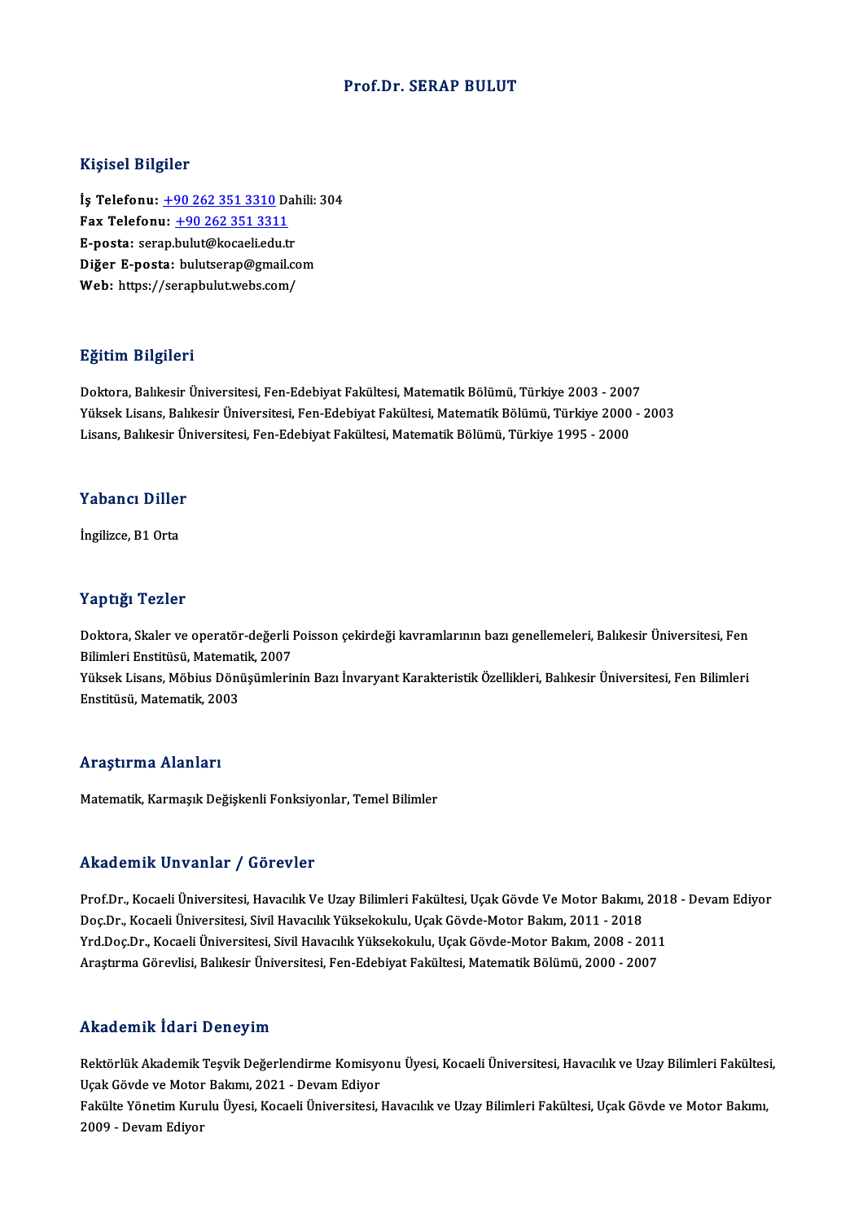# Prof.Dr. SERAP BULUT

## Kişisel Bilgiler

**İş Telefonu:** +90 262 351 3310 Dahili: 304
**Fax Telefonu:** +90 262 351 3311
**E-posta:** serap.bulut@kocaeli.edu.tr
**Diğer E-posta:** bulutserap@gmail.com
**Web:** https://serapbulut.webs.com/

## Eğitim Bilgileri

Doktora, Balıkesir Üniversitesi, Fen-Edebiyat Fakültesi, Matematik Bölümü, Türkiye 2003 - 2007
Yüksek Lisans, Balıkesir Üniversitesi, Fen-Edebiyat Fakültesi, Matematik Bölümü, Türkiye 2000 - 2003
Lisans, Balıkesir Üniversitesi, Fen-Edebiyat Fakültesi, Matematik Bölümü, Türkiye 1995 - 2000

## Yabancı Diller

İngilizce, B1 Orta

## Yaptığı Tezler

Doktora, Skaler ve operatör-değerli Poisson çekirdeği kavramlarının bazı genellemeleri, Balıkesir Üniversitesi, Fen Bilimleri Enstitüsü, Matematik, 2007
Yüksek Lisans, Möbius Dönüşümlerinin Bazı İnvaryant Karakteristik Özellikleri, Balıkesir Üniversitesi, Fen Bilimleri Enstitüsü, Matematik, 2003

## Araştırma Alanları

Matematik, Karmaşık Değişkenli Fonksiyonlar, Temel Bilimler

## Akademik Unvanlar / Görevler

Prof.Dr., Kocaeli Üniversitesi, Havacılık Ve Uzay Bilimleri Fakültesi, Uçak Gövde Ve Motor Bakımı, 2018 - Devam Ediyor
Doç.Dr., Kocaeli Üniversitesi, Sivil Havacılık Yüksekokulu, Uçak Gövde-Motor Bakım, 2011 - 2018
Yrd.Doç.Dr., Kocaeli Üniversitesi, Sivil Havacılık Yüksekokulu, Uçak Gövde-Motor Bakım, 2008 - 2011
Araştırma Görevlisi, Balıkesir Üniversitesi, Fen-Edebiyat Fakültesi, Matematik Bölümü, 2000 - 2007

## Akademik İdari Deneyim

Rektörlük Akademik Teşvik Değerlendirme Komisyonu Üyesi, Kocaeli Üniversitesi, Havacılık ve Uzay Bilimleri Fakültesi, Uçak Gövde ve Motor Bakımı, 2021 - Devam Ediyor
Fakülte Yönetim Kurulu Üyesi, Kocaeli Üniversitesi, Havacılık ve Uzay Bilimleri Fakültesi, Uçak Gövde ve Motor Bakımı, 2009 - Devam Ediyor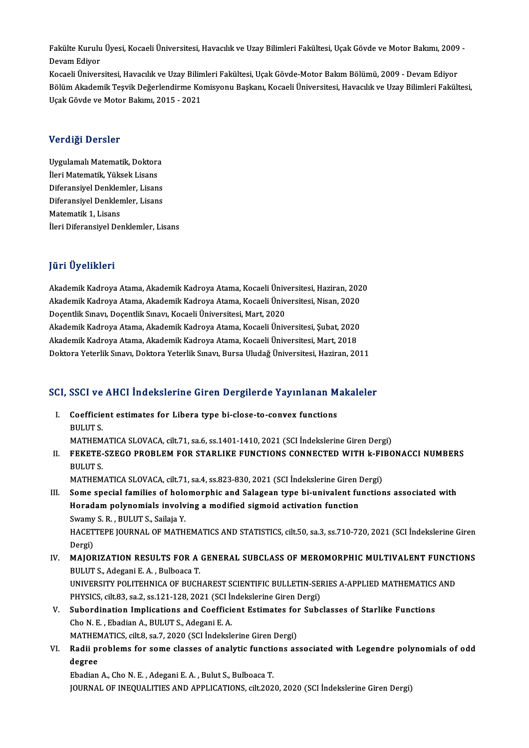Fakülte Kurulu Üyesi, Kocaeli Üniversitesi, Havacılık ve Uzay Bilimleri Fakültesi, Uçak Gövde ve Motor Bakımı, 2009 - Devam Ediyor

Kocaeli Üniversitesi, Havacılık ve Uzay Bilimleri Fakültesi, Uçak Gövde-Motor Bakım Bölümü, 2009 - Devam Ediyor

Bölüm Akademik Teşvik Değerlendirme Komisyonu Başkanı, Kocaeli Üniversitesi, Havacılık ve Uzay Bilimleri Fakültesi, Uçak Gövde ve Motor Bakımı, 2015 - 2021

## Verdiği Dersler

Uygulamalı Matematik, Doktora
İleri Matematik, Yüksek Lisans
Diferansiyel Denklemler, Lisans
Diferansiyel Denklemler, Lisans
Matematik 1, Lisans
İleri Diferansiyel Denklemler, Lisans

## Jüri Üyelikleri

Akademik Kadroya Atama, Akademik Kadroya Atama, Kocaeli Üniversitesi, Haziran, 2020
Akademik Kadroya Atama, Akademik Kadroya Atama, Kocaeli Üniversitesi, Nisan, 2020
Doçentlik Sınavı, Doçentlik Sınavı, Kocaeli Üniversitesi, Mart, 2020
Akademik Kadroya Atama, Akademik Kadroya Atama, Kocaeli Üniversitesi, Şubat, 2020
Akademik Kadroya Atama, Akademik Kadroya Atama, Kocaeli Üniversitesi, Mart, 2018
Doktora Yeterlik Sınavı, Doktora Yeterlik Sınavı, Bursa Uludağ Üniversitesi, Haziran, 2011

## SCI, SSCI ve AHCI İndekslerine Giren Dergilerde Yayınlanan Makaleler

I. **Coefficient estimates for Libera type bi-close-to-convex functions**
BULUT S.
MATHEMATICA SLOVACA, cilt.71, sa.6, ss.1401-1410, 2021 (SCI İndekslerine Giren Dergi)

II. **FEKETE-SZEGO PROBLEM FOR STARLIKE FUNCTIONS CONNECTED WITH k-FIBONACCI NUMBERS**
BULUT S.
MATHEMATICA SLOVACA, cilt.71, sa.4, ss.823-830, 2021 (SCI İndekslerine Giren Dergi)

III. **Some special families of holomorphic and Salagean type bi-univalent functions associated with Horadam polynomials involving a modified sigmoid activation function**
Swamy S. R. , BULUT S., Sailaja Y.
HACETTEPE JOURNAL OF MATHEMATICS AND STATISTICS, cilt.50, sa.3, ss.710-720, 2021 (SCI İndekslerine Giren Dergi)

IV. **MAJORIZATION RESULTS FOR A GENERAL SUBCLASS OF MEROMORPHIC MULTIVALENT FUNCTIONS**
BULUT S., Adegani E. A. , Bulboaca T.
UNIVERSITY POLITEHNICA OF BUCHAREST SCIENTIFIC BULLETIN-SERIES A-APPLIED MATHEMATICS AND PHYSICS, cilt.83, sa.2, ss.121-128, 2021 (SCI İndekslerine Giren Dergi)

V. **Subordination Implications and Coefficient Estimates for Subclasses of Starlike Functions**
Cho N. E. , Ebadian A., BULUT S., Adegani E. A.
MATHEMATICS, cilt.8, sa.7, 2020 (SCI İndekslerine Giren Dergi)

VI. **Radii problems for some classes of analytic functions associated with Legendre polynomials of odd degree**
Ebadian A., Cho N. E. , Adegani E. A. , Bulut S., Bulboaca T.
JOURNAL OF INEQUALITIES AND APPLICATIONS, cilt.2020, 2020 (SCI İndekslerine Giren Dergi)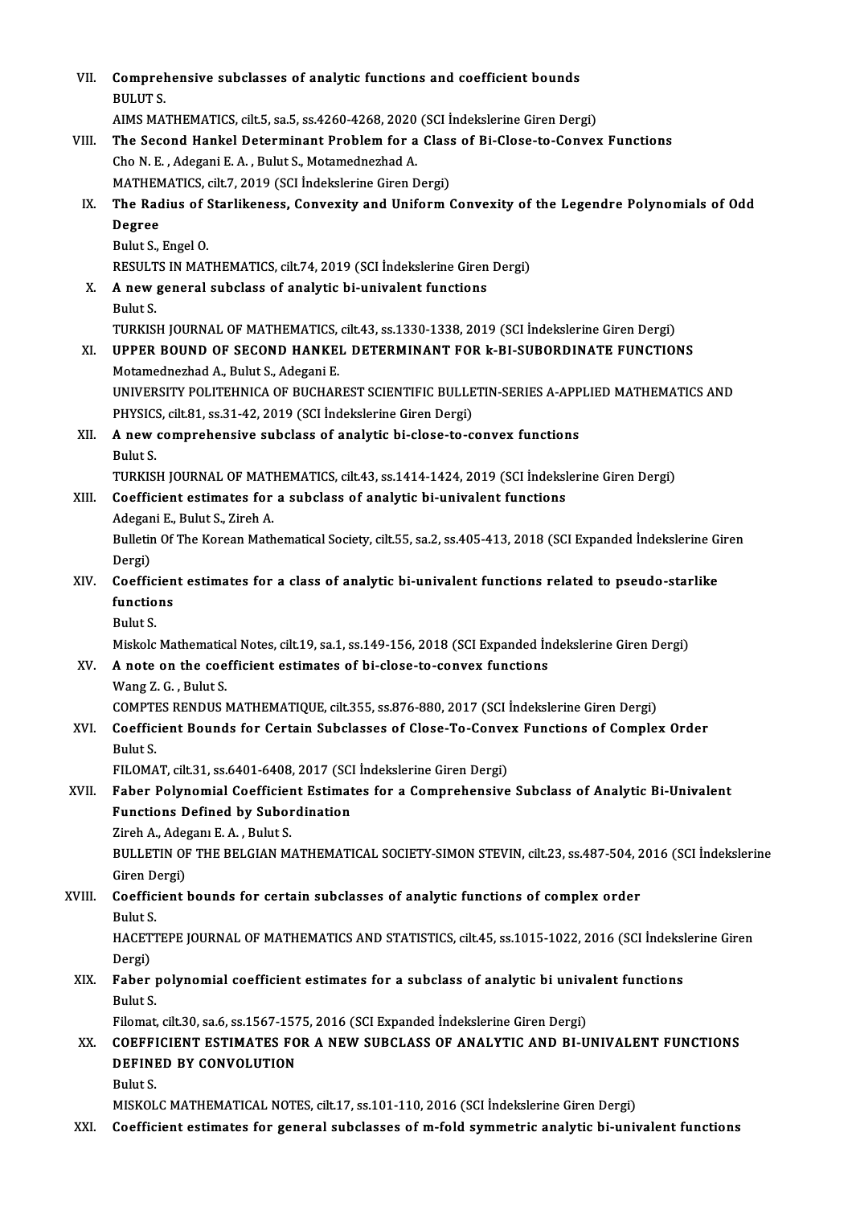VII. **Comprehensive subclasses of analytic functions and coefficient bounds**
BULUT S.
AIMS MATHEMATICS, cilt.5, sa.5, ss.4260-4268, 2020 (SCI İndekslerine Giren Dergi)

VIII. **The Second Hankel Determinant Problem for a Class of Bi-Close-to-Convex Functions**
Cho N. E. , Adegani E. A. , Bulut S., Motamednezhad A.
MATHEMATICS, cilt.7, 2019 (SCI İndekslerine Giren Dergi)

IX. **The Radius of Starlikeness, Convexity and Uniform Convexity of the Legendre Polynomials of Odd Degree**
Bulut S., Engel O.
RESULTS IN MATHEMATICS, cilt.74, 2019 (SCI İndekslerine Giren Dergi)

X. **A new general subclass of analytic bi-univalent functions**
Bulut S.
TURKISH JOURNAL OF MATHEMATICS, cilt.43, ss.1330-1338, 2019 (SCI İndekslerine Giren Dergi)

XI. **UPPER BOUND OF SECOND HANKEL DETERMINANT FOR k-BI-SUBORDINATE FUNCTIONS**
Motamednezhad A., Bulut S., Adegani E.
UNIVERSITY POLITEHNICA OF BUCHAREST SCIENTIFIC BULLETIN-SERIES A-APPLIED MATHEMATICS AND PHYSICS, cilt.81, ss.31-42, 2019 (SCI İndekslerine Giren Dergi)

XII. **A new comprehensive subclass of analytic bi-close-to-convex functions**
Bulut S.
TURKISH JOURNAL OF MATHEMATICS, cilt.43, ss.1414-1424, 2019 (SCI İndekslerine Giren Dergi)

XIII. **Coefficient estimates for a subclass of analytic bi-univalent functions**
Adegani E., Bulut S., Zireh A.
Bulletin Of The Korean Mathematical Society, cilt.55, sa.2, ss.405-413, 2018 (SCI Expanded İndekslerine Giren Dergi)

XIV. **Coefficient estimates for a class of analytic bi-univalent functions related to pseudo-starlike functions**
Bulut S.
Miskolc Mathematical Notes, cilt.19, sa.1, ss.149-156, 2018 (SCI Expanded İndekslerine Giren Dergi)

XV. **A note on the coefficient estimates of bi-close-to-convex functions**
Wang Z. G. , Bulut S.
COMPTES RENDUS MATHEMATIQUE, cilt.355, ss.876-880, 2017 (SCI İndekslerine Giren Dergi)

XVI. **Coefficient Bounds for Certain Subclasses of Close-To-Convex Functions of Complex Order**
Bulut S.
FILOMAT, cilt.31, ss.6401-6408, 2017 (SCI İndekslerine Giren Dergi)

XVII. **Faber Polynomial Coefficient Estimates for a Comprehensive Subclass of Analytic Bi-Univalent Functions Defined by Subordination**
Zireh A., Adeganı E. A. , Bulut S.
BULLETIN OF THE BELGIAN MATHEMATICAL SOCIETY-SIMON STEVIN, cilt.23, ss.487-504, 2016 (SCI İndekslerine Giren Dergi)

XVIII. **Coefficient bounds for certain subclasses of analytic functions of complex order**
Bulut S.
HACETTEPE JOURNAL OF MATHEMATICS AND STATISTICS, cilt.45, ss.1015-1022, 2016 (SCI İndekslerine Giren Dergi)

XIX. **Faber polynomial coefficient estimates for a subclass of analytic bi univalent functions**
Bulut S.
Filomat, cilt.30, sa.6, ss.1567-1575, 2016 (SCI Expanded İndekslerine Giren Dergi)

XX. **COEFFICIENT ESTIMATES FOR A NEW SUBCLASS OF ANALYTIC AND BI-UNIVALENT FUNCTIONS DEFINED BY CONVOLUTION**
Bulut S.
MISKOLC MATHEMATICAL NOTES, cilt.17, ss.101-110, 2016 (SCI İndekslerine Giren Dergi)

XXI. **Coefficient estimates for general subclasses of m-fold symmetric analytic bi-univalent functions**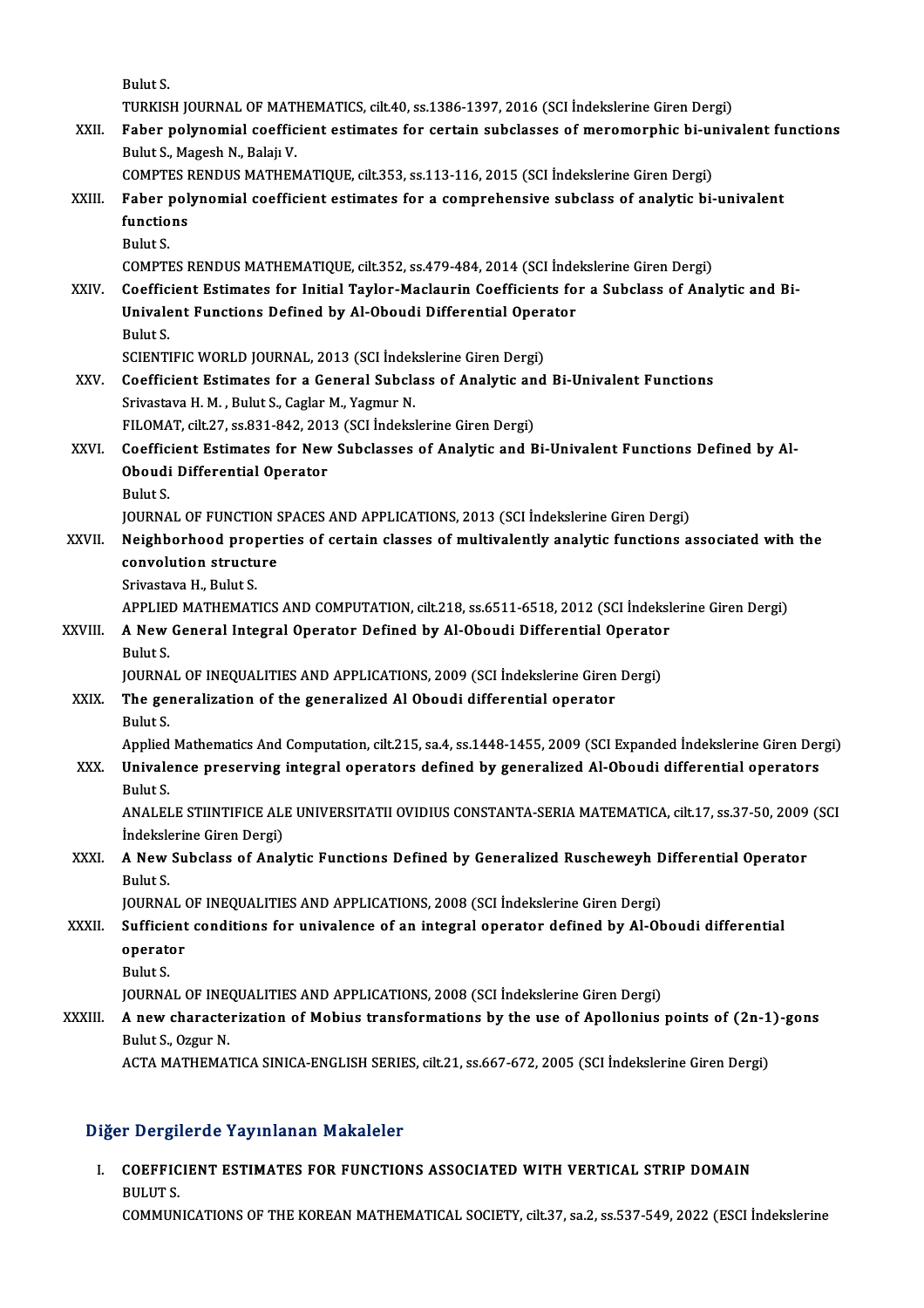Bulut S.
TURKISH JOURNAL OF MATHEMATICS, cilt.40, ss.1386-1397, 2016 (SCI İndekslerine Giren Dergi)

XXII. **Faber polynomial coefficient estimates for certain subclasses of meromorphic bi-univalent functions**
Bulut S., Magesh N., Balajı V.
COMPTES RENDUS MATHEMATIQUE, cilt.353, ss.113-116, 2015 (SCI İndekslerine Giren Dergi)

XXIII. **Faber polynomial coefficient estimates for a comprehensive subclass of analytic bi-univalent functions**
Bulut S.
COMPTES RENDUS MATHEMATIQUE, cilt.352, ss.479-484, 2014 (SCI İndekslerine Giren Dergi)

XXIV. **Coefficient Estimates for Initial Taylor-Maclaurin Coefficients for a Subclass of Analytic and Bi-Univalent Functions Defined by Al-Oboudi Differential Operator**
Bulut S.
SCIENTIFIC WORLD JOURNAL, 2013 (SCI İndekslerine Giren Dergi)

XXV. **Coefficient Estimates for a General Subclass of Analytic and Bi-Univalent Functions**
Srivastava H. M. , Bulut S., Caglar M., Yagmur N.
FILOMAT, cilt.27, ss.831-842, 2013 (SCI İndekslerine Giren Dergi)

XXVI. **Coefficient Estimates for New Subclasses of Analytic and Bi-Univalent Functions Defined by Al-Oboudi Differential Operator**
Bulut S.
JOURNAL OF FUNCTION SPACES AND APPLICATIONS, 2013 (SCI İndekslerine Giren Dergi)

XXVII. **Neighborhood properties of certain classes of multivalently analytic functions associated with the convolution structure**
Srivastava H., Bulut S.
APPLIED MATHEMATICS AND COMPUTATION, cilt.218, ss.6511-6518, 2012 (SCI İndekslerine Giren Dergi)

XXVIII. **A New General Integral Operator Defined by Al-Oboudi Differential Operator**
Bulut S.
JOURNAL OF INEQUALITIES AND APPLICATIONS, 2009 (SCI İndekslerine Giren Dergi)

XXIX. **The generalization of the generalized Al Oboudi differential operator**
Bulut S.
Applied Mathematics And Computation, cilt.215, sa.4, ss.1448-1455, 2009 (SCI Expanded İndekslerine Giren Dergi)

XXX. **Univalence preserving integral operators defined by generalized Al-Oboudi differential operators**
Bulut S.
ANALELE STIINTIFICE ALE UNIVERSITATII OVIDIUS CONSTANTA-SERIA MATEMATICA, cilt.17, ss.37-50, 2009 (SCI İndekslerine Giren Dergi)

XXXI. **A New Subclass of Analytic Functions Defined by Generalized Ruscheweyh Differential Operator**
Bulut S.
JOURNAL OF INEQUALITIES AND APPLICATIONS, 2008 (SCI İndekslerine Giren Dergi)

XXXII. **Sufficient conditions for univalence of an integral operator defined by Al-Oboudi differential operator**
Bulut S.
JOURNAL OF INEQUALITIES AND APPLICATIONS, 2008 (SCI İndekslerine Giren Dergi)

XXXIII. **A new characterization of Mobius transformations by the use of Apollonius points of (2n-1)-gons**
Bulut S., Ozgur N.
ACTA MATHEMATICA SINICA-ENGLISH SERIES, cilt.21, ss.667-672, 2005 (SCI İndekslerine Giren Dergi)

## Diğer Dergilerde Yayınlanan Makaleler

I. **COEFFICIENT ESTIMATES FOR FUNCTIONS ASSOCIATED WITH VERTICAL STRIP DOMAIN**
BULUT S.
COMMUNICATIONS OF THE KOREAN MATHEMATICAL SOCIETY, cilt.37, sa.2, ss.537-549, 2022 (ESCI İndekslerine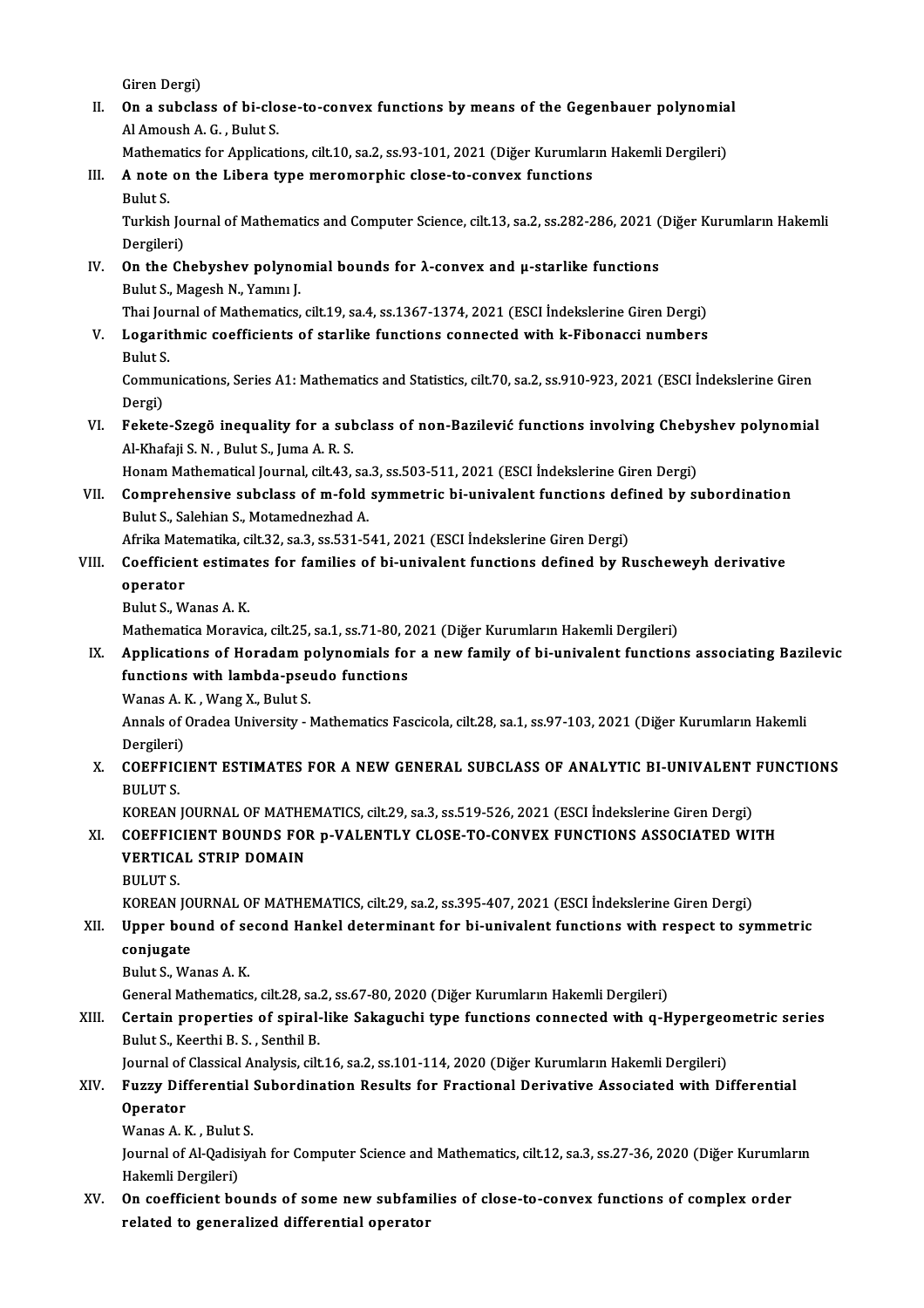Giren Dergi)

II. **On a subclass of bi-close-to-convex functions by means of the Gegenbauer polynomial**
Al Amoush A. G. , Bulut S.
Mathematics for Applications, cilt.10, sa.2, ss.93-101, 2021 (Diğer Kurumların Hakemli Dergileri)

III. **A note on the Libera type meromorphic close-to-convex functions**
Bulut S.
Turkish Journal of Mathematics and Computer Science, cilt.13, sa.2, ss.282-286, 2021 (Diğer Kurumların Hakemli Dergileri)

IV. **On the Chebyshev polynomial bounds for λ-convex and μ-starlike functions**
Bulut S., Magesh N., Yamını J.
Thai Journal of Mathematics, cilt.19, sa.4, ss.1367-1374, 2021 (ESCI İndekslerine Giren Dergi)

V. **Logarithmic coefficients of starlike functions connected with k-Fibonacci numbers**
Bulut S.
Communications, Series A1: Mathematics and Statistics, cilt.70, sa.2, ss.910-923, 2021 (ESCI İndekslerine Giren Dergi)

VI. **Fekete-Szegö inequality for a subclass of non-Bazilević functions involving Chebyshev polynomial**
Al-Khafaji S. N. , Bulut S., Juma A. R. S.
Honam Mathematical Journal, cilt.43, sa.3, ss.503-511, 2021 (ESCI İndekslerine Giren Dergi)

VII. **Comprehensive subclass of m-fold symmetric bi-univalent functions defined by subordination**
Bulut S., Salehian S., Motamednezhad A.
Afrika Matematika, cilt.32, sa.3, ss.531-541, 2021 (ESCI İndekslerine Giren Dergi)

VIII. **Coefficient estimates for families of bi-univalent functions defined by Ruscheweyh derivative operator**
Bulut S., Wanas A. K.
Mathematica Moravica, cilt.25, sa.1, ss.71-80, 2021 (Diğer Kurumların Hakemli Dergileri)

IX. **Applications of Horadam polynomials for a new family of bi-univalent functions associating Bazilevic functions with lambda-pseudo functions**
Wanas A. K. , Wang X., Bulut S.
Annals of Oradea University - Mathematics Fascicola, cilt.28, sa.1, ss.97-103, 2021 (Diğer Kurumların Hakemli Dergileri)

X. **COEFFICIENT ESTIMATES FOR A NEW GENERAL SUBCLASS OF ANALYTIC BI-UNIVALENT FUNCTIONS**
BULUT S.
KOREAN JOURNAL OF MATHEMATICS, cilt.29, sa.3, ss.519-526, 2021 (ESCI İndekslerine Giren Dergi)

XI. **COEFFICIENT BOUNDS FOR p-VALENTLY CLOSE-TO-CONVEX FUNCTIONS ASSOCIATED WITH VERTICAL STRIP DOMAIN**
BULUT S.
KOREAN JOURNAL OF MATHEMATICS, cilt.29, sa.2, ss.395-407, 2021 (ESCI İndekslerine Giren Dergi)

XII. **Upper bound of second Hankel determinant for bi-univalent functions with respect to symmetric conjugate**
Bulut S., Wanas A. K.
General Mathematics, cilt.28, sa.2, ss.67-80, 2020 (Diğer Kurumların Hakemli Dergileri)

XIII. **Certain properties of spiral-like Sakaguchi type functions connected with q-Hypergeometric series**
Bulut S., Keerthi B. S. , Senthil B.
Journal of Classical Analysis, cilt.16, sa.2, ss.101-114, 2020 (Diğer Kurumların Hakemli Dergileri)

XIV. **Fuzzy Differential Subordination Results for Fractional Derivative Associated with Differential Operator**
Wanas A. K. , Bulut S.
Journal of Al-Qadisiyah for Computer Science and Mathematics, cilt.12, sa.3, ss.27-36, 2020 (Diğer Kurumların Hakemli Dergileri)

XV. **On coefficient bounds of some new subfamilies of close-to-convex functions of complex order related to generalized differential operator**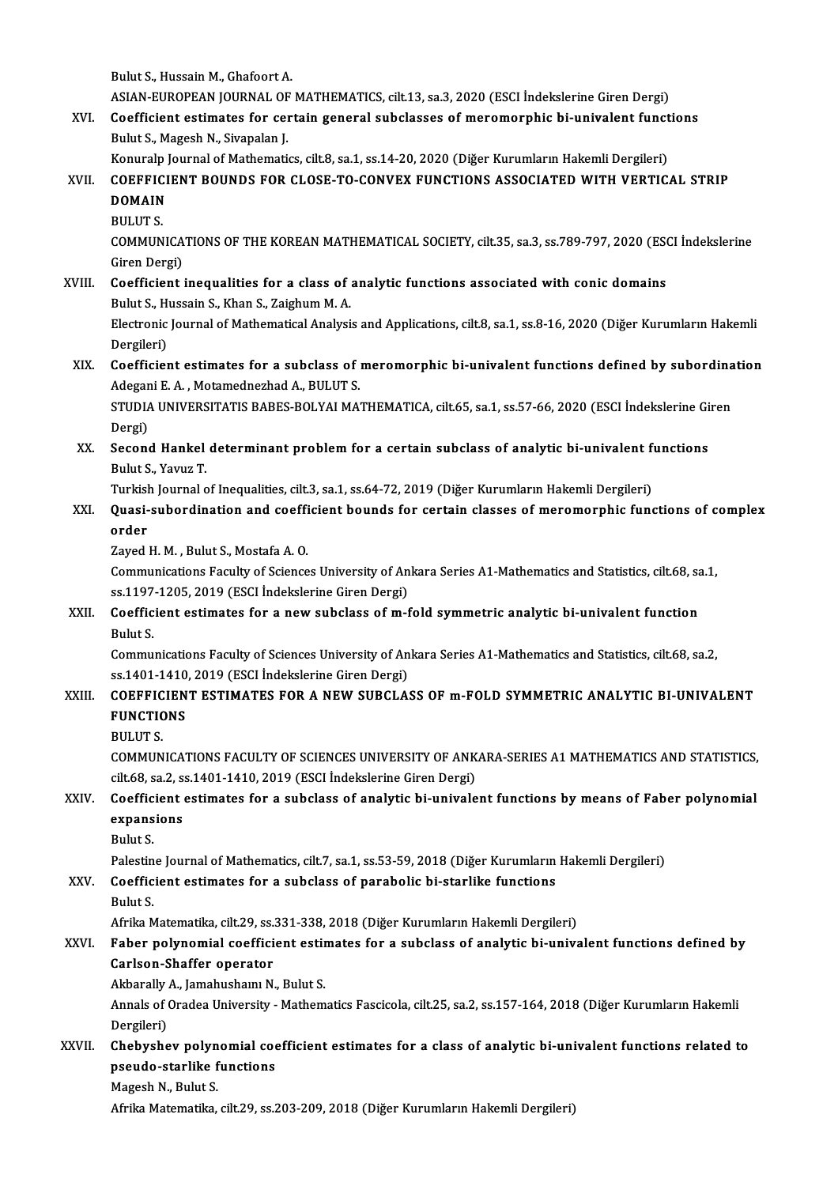Bulut S., Hussain M., Ghafoort A.
ASIAN-EUROPEAN JOURNAL OF MATHEMATICS, cilt.13, sa.3, 2020 (ESCI İndekslerine Giren Dergi)

XVI. **Coefficient estimates for certain general subclasses of meromorphic bi-univalent functions**
Bulut S., Magesh N., Sivapalan J.
Konuralp Journal of Mathematics, cilt.8, sa.1, ss.14-20, 2020 (Diğer Kurumların Hakemli Dergileri)

XVII. **COEFFICIENT BOUNDS FOR CLOSE-TO-CONVEX FUNCTIONS ASSOCIATED WITH VERTICAL STRIP DOMAIN**
BULUT S.
COMMUNICATIONS OF THE KOREAN MATHEMATICAL SOCIETY, cilt.35, sa.3, ss.789-797, 2020 (ESCI İndekslerine Giren Dergi)

XVIII. **Coefficient inequalities for a class of analytic functions associated with conic domains**
Bulut S., Hussain S., Khan S., Zaighum M. A.
Electronic Journal of Mathematical Analysis and Applications, cilt.8, sa.1, ss.8-16, 2020 (Diğer Kurumların Hakemli Dergileri)

XIX. **Coefficient estimates for a subclass of meromorphic bi-univalent functions defined by subordination**
Adegani E. A. , Motamednezhad A., BULUT S.
STUDIA UNIVERSITATIS BABES-BOLYAI MATHEMATICA, cilt.65, sa.1, ss.57-66, 2020 (ESCI İndekslerine Giren Dergi)

XX. **Second Hankel determinant problem for a certain subclass of analytic bi-univalent functions**
Bulut S., Yavuz T.
Turkish Journal of Inequalities, cilt.3, sa.1, ss.64-72, 2019 (Diğer Kurumların Hakemli Dergileri)

XXI. **Quasi-subordination and coefficient bounds for certain classes of meromorphic functions of complex order**
Zayed H. M. , Bulut S., Mostafa A. O.
Communications Faculty of Sciences University of Ankara Series A1-Mathematics and Statistics, cilt.68, sa.1, ss.1197-1205, 2019 (ESCI İndekslerine Giren Dergi)

XXII. **Coefficient estimates for a new subclass of m-fold symmetric analytic bi-univalent function**
Bulut S.
Communications Faculty of Sciences University of Ankara Series A1-Mathematics and Statistics, cilt.68, sa.2, ss.1401-1410, 2019 (ESCI İndekslerine Giren Dergi)

XXIII. **COEFFICIENT ESTIMATES FOR A NEW SUBCLASS OF m-FOLD SYMMETRIC ANALYTIC BI-UNIVALENT FUNCTIONS**
BULUT S.
COMMUNICATIONS FACULTY OF SCIENCES UNIVERSITY OF ANKARA-SERIES A1 MATHEMATICS AND STATISTICS, cilt.68, sa.2, ss.1401-1410, 2019 (ESCI İndekslerine Giren Dergi)

XXIV. **Coefficient estimates for a subclass of analytic bi-univalent functions by means of Faber polynomial expansions**
Bulut S.
Palestine Journal of Mathematics, cilt.7, sa.1, ss.53-59, 2018 (Diğer Kurumların Hakemli Dergileri)

XXV. **Coefficient estimates for a subclass of parabolic bi-starlike functions**
Bulut S.
Afrika Matematika, cilt.29, ss.331-338, 2018 (Diğer Kurumların Hakemli Dergileri)

XXVI. **Faber polynomial coefficient estimates for a subclass of analytic bi-univalent functions defined by Carlson-Shaffer operator**
Akbarally A., Jamahushamı N., Bulut S.
Annals of Oradea University - Mathematics Fascicola, cilt.25, sa.2, ss.157-164, 2018 (Diğer Kurumların Hakemli Dergileri)

XXVII. **Chebyshev polynomial coefficient estimates for a class of analytic bi-univalent functions related to pseudo-starlike functions**
Magesh N., Bulut S.
Afrika Matematika, cilt.29, ss.203-209, 2018 (Diğer Kurumların Hakemli Dergileri)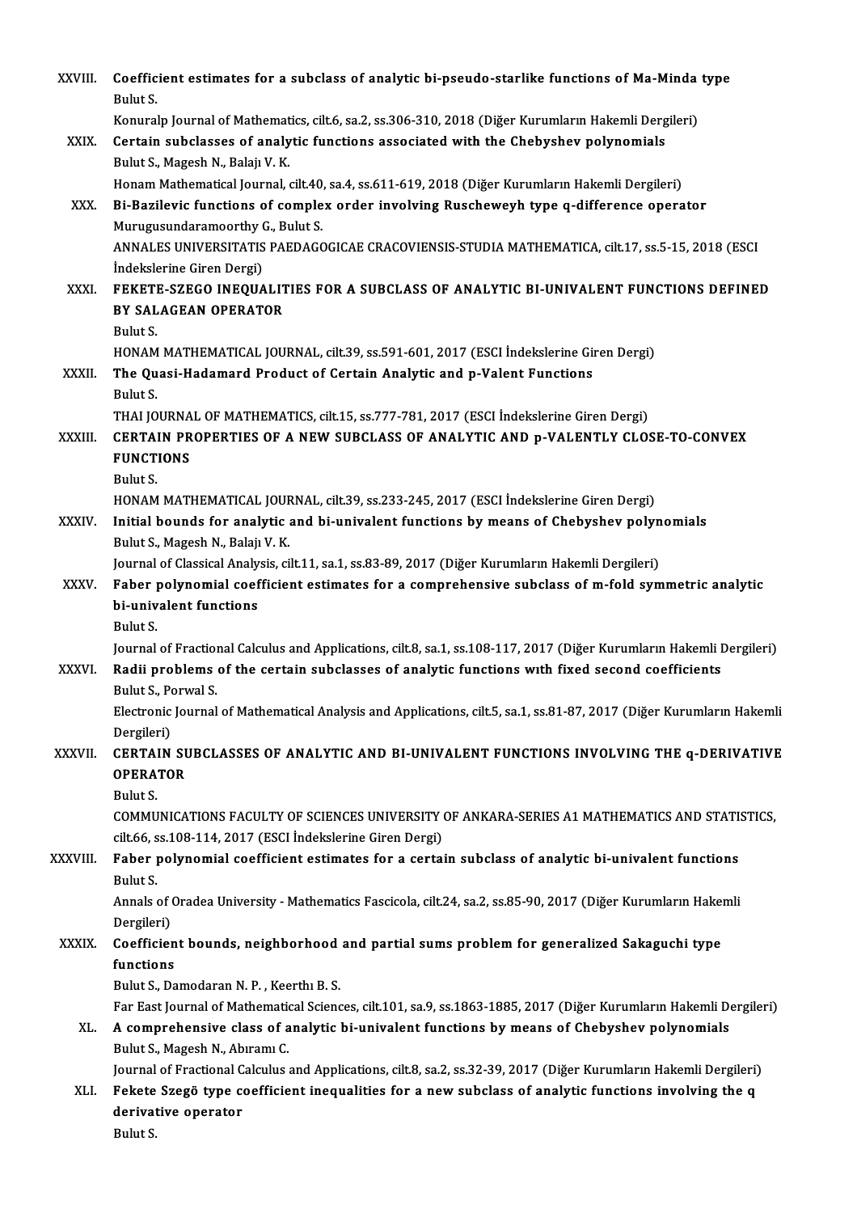XXVIII. **Coefficient estimates for a subclass of analytic bi-pseudo-starlike functions of Ma-Minda type**
Bulut S.
Konuralp Journal of Mathematics, cilt.6, sa.2, ss.306-310, 2018 (Diğer Kurumların Hakemli Dergileri)

XXIX. **Certain subclasses of analytic functions associated with the Chebyshev polynomials**
Bulut S., Magesh N., Balajı V. K.
Honam Mathematical Journal, cilt.40, sa.4, ss.611-619, 2018 (Diğer Kurumların Hakemli Dergileri)

XXX. **Bi-Bazilevic functions of complex order involving Ruscheweyh type q-difference operator**
Murugusundaramoorthy G., Bulut S.
ANNALES UNIVERSITATIS PAEDAGOGICAE CRACOVIENSIS-STUDIA MATHEMATICA, cilt.17, ss.5-15, 2018 (ESCI İndekslerine Giren Dergi)

XXXI. **FEKETE-SZEGO INEQUALITIES FOR A SUBCLASS OF ANALYTIC BI-UNIVALENT FUNCTIONS DEFINED BY SALAGEAN OPERATOR**
Bulut S.
HONAM MATHEMATICAL JOURNAL, cilt.39, ss.591-601, 2017 (ESCI İndekslerine Giren Dergi)

XXXII. **The Quasi-Hadamard Product of Certain Analytic and p-Valent Functions**
Bulut S.
THAI JOURNAL OF MATHEMATICS, cilt.15, ss.777-781, 2017 (ESCI İndekslerine Giren Dergi)

XXXIII. **CERTAIN PROPERTIES OF A NEW SUBCLASS OF ANALYTIC AND p-VALENTLY CLOSE-TO-CONVEX FUNCTIONS**
Bulut S.
HONAM MATHEMATICAL JOURNAL, cilt.39, ss.233-245, 2017 (ESCI İndekslerine Giren Dergi)

XXXIV. **Initial bounds for analytic and bi-univalent functions by means of Chebyshev polynomials**
Bulut S., Magesh N., Balajı V. K.
Journal of Classical Analysis, cilt.11, sa.1, ss.83-89, 2017 (Diğer Kurumların Hakemli Dergileri)

XXXV. **Faber polynomial coefficient estimates for a comprehensive subclass of m-fold symmetric analytic bi-univalent functions**
Bulut S.
Journal of Fractional Calculus and Applications, cilt.8, sa.1, ss.108-117, 2017 (Diğer Kurumların Hakemli Dergileri)

XXXVI. **Radii problems of the certain subclasses of analytic functions wıth fixed second coefficients**
Bulut S., Porwal S.
Electronic Journal of Mathematical Analysis and Applications, cilt.5, sa.1, ss.81-87, 2017 (Diğer Kurumların Hakemli Dergileri)

XXXVII. **CERTAIN SUBCLASSES OF ANALYTIC AND BI-UNIVALENT FUNCTIONS INVOLVING THE q-DERIVATIVE OPERATOR**
Bulut S.
COMMUNICATIONS FACULTY OF SCIENCES UNIVERSITY OF ANKARA-SERIES A1 MATHEMATICS AND STATISTICS, cilt.66, ss.108-114, 2017 (ESCI İndekslerine Giren Dergi)

XXXVIII. **Faber polynomial coefficient estimates for a certain subclass of analytic bi-univalent functions**
Bulut S.
Annals of Oradea University - Mathematics Fascicola, cilt.24, sa.2, ss.85-90, 2017 (Diğer Kurumların Hakemli Dergileri)

XXXIX. **Coefficient bounds, neighborhood and partial sums problem for generalized Sakaguchi type functions**
Bulut S., Damodaran N. P. , Keerthı B. S.
Far East Journal of Mathematical Sciences, cilt.101, sa.9, ss.1863-1885, 2017 (Diğer Kurumların Hakemli Dergileri)

XL. **A comprehensive class of analytic bi-univalent functions by means of Chebyshev polynomials**
Bulut S., Magesh N., Abıramı C.
Journal of Fractional Calculus and Applications, cilt.8, sa.2, ss.32-39, 2017 (Diğer Kurumların Hakemli Dergileri)

XLI. **Fekete Szegö type coefficient inequalities for a new subclass of analytic functions involving the q derivative operator**
Bulut S.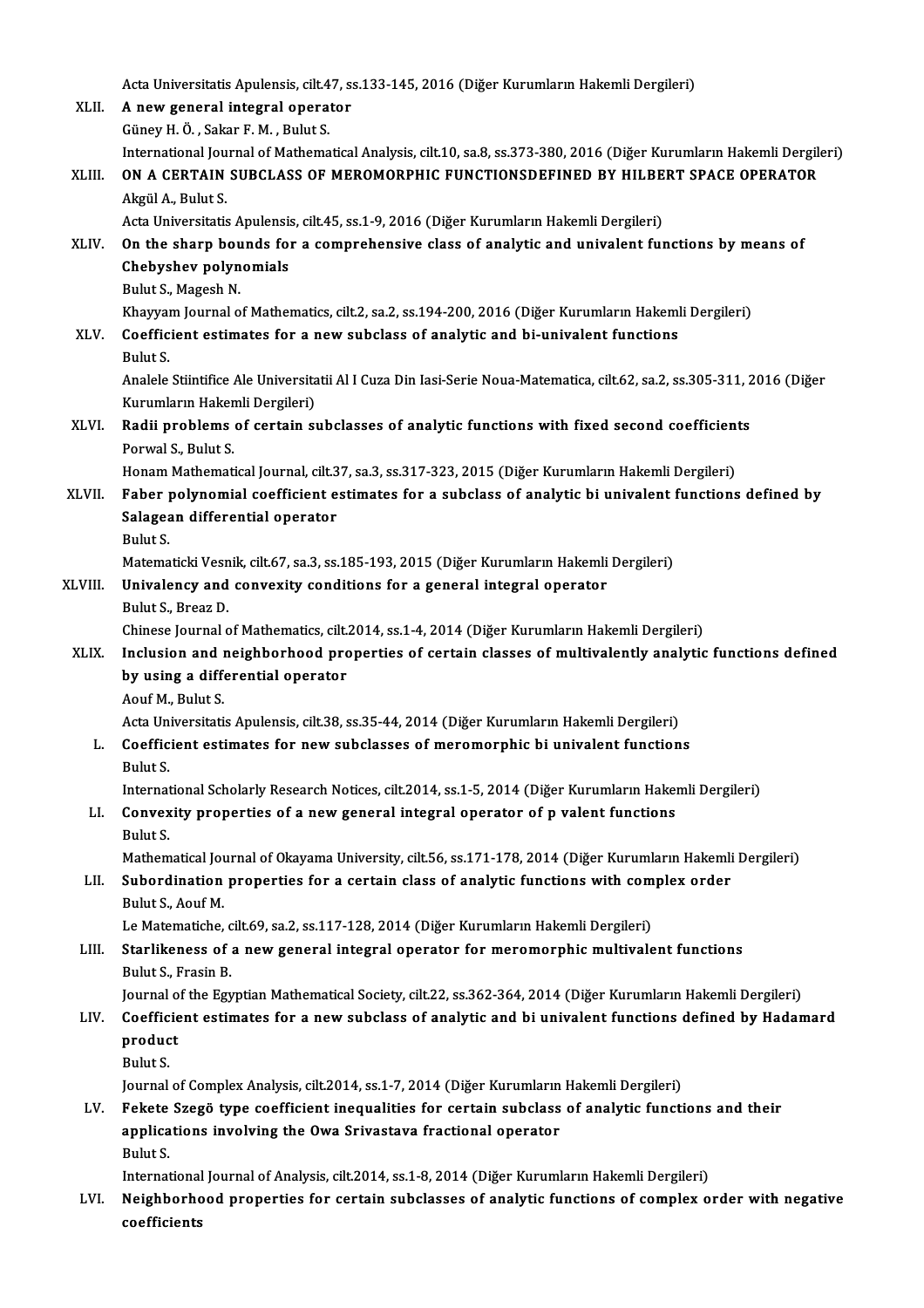Acta Universitatis Apulensis, cilt.47, ss.133-145, 2016 (Diğer Kurumların Hakemli Dergileri)

XLII. **A new general integral operator**
Güney H. Ö. , Sakar F. M. , Bulut S.
International Journal of Mathematical Analysis, cilt.10, sa.8, ss.373-380, 2016 (Diğer Kurumların Hakemli Dergileri)

XLIII. **ON A CERTAIN SUBCLASS OF MEROMORPHIC FUNCTIONSDEFINED BY HILBERT SPACE OPERATOR**
Akgül A., Bulut S.
Acta Universitatis Apulensis, cilt.45, ss.1-9, 2016 (Diğer Kurumların Hakemli Dergileri)

XLIV. **On the sharp bounds for a comprehensive class of analytic and univalent functions by means of Chebyshev polynomials**
Bulut S., Magesh N.
Khayyam Journal of Mathematics, cilt.2, sa.2, ss.194-200, 2016 (Diğer Kurumların Hakemli Dergileri)

XLV. **Coefficient estimates for a new subclass of analytic and bi-univalent functions**
Bulut S.
Analele Stiintifice Ale Universitatii Al I Cuza Din Iasi-Serie Noua-Matematica, cilt.62, sa.2, ss.305-311, 2016 (Diğer Kurumların Hakemli Dergileri)

XLVI. **Radii problems of certain subclasses of analytic functions with fixed second coefficients**
Porwal S., Bulut S.
Honam Mathematical Journal, cilt.37, sa.3, ss.317-323, 2015 (Diğer Kurumların Hakemli Dergileri)

XLVII. **Faber polynomial coefficient estimates for a subclass of analytic bi univalent functions defined by Salagean differential operator**
Bulut S.
Matematicki Vesnik, cilt.67, sa.3, ss.185-193, 2015 (Diğer Kurumların Hakemli Dergileri)

XLVIII. **Univalency and convexity conditions for a general integral operator**
Bulut S., Breaz D.
Chinese Journal of Mathematics, cilt.2014, ss.1-4, 2014 (Diğer Kurumların Hakemli Dergileri)

XLIX. **Inclusion and neighborhood properties of certain classes of multivalently analytic functions defined by using a differential operator**
Aouf M., Bulut S.
Acta Universitatis Apulensis, cilt.38, ss.35-44, 2014 (Diğer Kurumların Hakemli Dergileri)

L. **Coefficient estimates for new subclasses of meromorphic bi univalent functions**
Bulut S.
International Scholarly Research Notices, cilt.2014, ss.1-5, 2014 (Diğer Kurumların Hakemli Dergileri)

LI. **Convexity properties of a new general integral operator of p valent functions**
Bulut S.
Mathematical Journal of Okayama University, cilt.56, ss.171-178, 2014 (Diğer Kurumların Hakemli Dergileri)

LII. **Subordination properties for a certain class of analytic functions with complex order**
Bulut S., Aouf M.
Le Matematiche, cilt.69, sa.2, ss.117-128, 2014 (Diğer Kurumların Hakemli Dergileri)

LIII. **Starlikeness of a new general integral operator for meromorphic multivalent functions**
Bulut S., Frasin B.
Journal of the Egyptian Mathematical Society, cilt.22, ss.362-364, 2014 (Diğer Kurumların Hakemli Dergileri)

LIV. **Coefficient estimates for a new subclass of analytic and bi univalent functions defined by Hadamard product**
Bulut S.
Journal of Complex Analysis, cilt.2014, ss.1-7, 2014 (Diğer Kurumların Hakemli Dergileri)

LV. **Fekete Szegö type coefficient inequalities for certain subclass of analytic functions and their applications involving the Owa Srivastava fractional operator**
Bulut S.
International Journal of Analysis, cilt.2014, ss.1-8, 2014 (Diğer Kurumların Hakemli Dergileri)

LVI. **Neighborhood properties for certain subclasses of analytic functions of complex order with negative coefficients**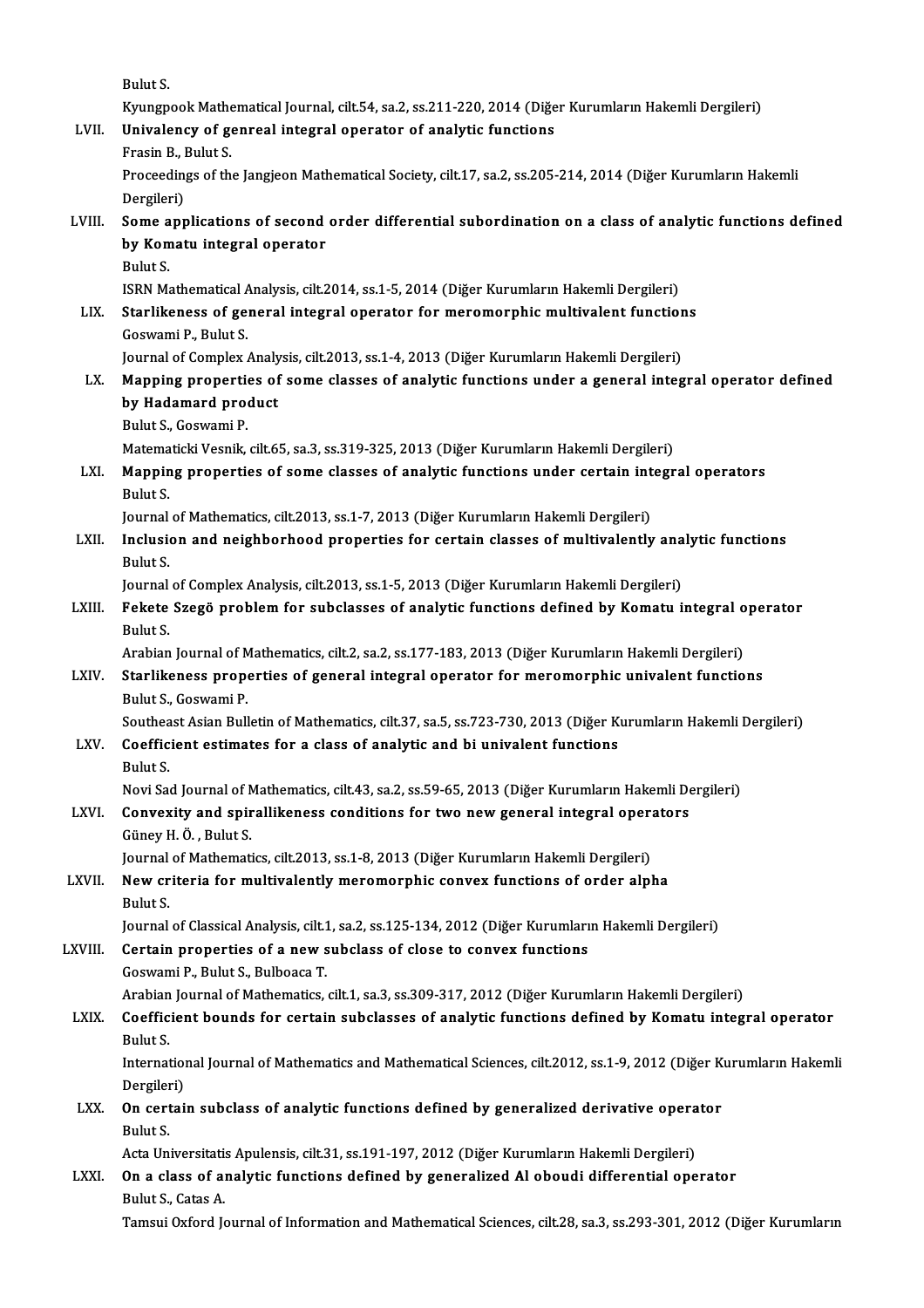Bulut S.

Kyungpook Mathematical Journal, cilt.54, sa.2, ss.211-220, 2014 (Diğer Kurumların Hakemli Dergileri)

LVII. **Univalency of genreal integral operator of analytic functions**

Frasin B., Bulut S.

Proceedings of the Jangjeon Mathematical Society, cilt.17, sa.2, ss.205-214, 2014 (Diğer Kurumların Hakemli Dergileri)

LVIII. **Some applications of second order differential subordination on a class of analytic functions defined by Komatu integral operator**

Bulut S.

ISRN Mathematical Analysis, cilt.2014, ss.1-5, 2014 (Diğer Kurumların Hakemli Dergileri)

LIX. **Starlikeness of general integral operator for meromorphic multivalent functions**

Goswami P., Bulut S.

Journal of Complex Analysis, cilt.2013, ss.1-4, 2013 (Diğer Kurumların Hakemli Dergileri)

LX. **Mapping properties of some classes of analytic functions under a general integral operator defined by Hadamard product**

Bulut S., Goswami P.

Matematicki Vesnik, cilt.65, sa.3, ss.319-325, 2013 (Diğer Kurumların Hakemli Dergileri)

LXI. **Mapping properties of some classes of analytic functions under certain integral operators**

Bulut S.

Journal of Mathematics, cilt.2013, ss.1-7, 2013 (Diğer Kurumların Hakemli Dergileri)

LXII. **Inclusion and neighborhood properties for certain classes of multivalently analytic functions**

Bulut S.

Journal of Complex Analysis, cilt.2013, ss.1-5, 2013 (Diğer Kurumların Hakemli Dergileri)

LXIII. **Fekete Szegö problem for subclasses of analytic functions defined by Komatu integral operator**

Bulut S.

Arabian Journal of Mathematics, cilt.2, sa.2, ss.177-183, 2013 (Diğer Kurumların Hakemli Dergileri)

LXIV. **Starlikeness properties of general integral operator for meromorphic univalent functions**

Bulut S., Goswami P.

Southeast Asian Bulletin of Mathematics, cilt.37, sa.5, ss.723-730, 2013 (Diğer Kurumların Hakemli Dergileri)

LXV. **Coefficient estimates for a class of analytic and bi univalent functions**

Bulut S.

Novi Sad Journal of Mathematics, cilt.43, sa.2, ss.59-65, 2013 (Diğer Kurumların Hakemli Dergileri)

LXVI. **Convexity and spirallikeness conditions for two new general integral operators**

Güney H. Ö. , Bulut S.

Journal of Mathematics, cilt.2013, ss.1-8, 2013 (Diğer Kurumların Hakemli Dergileri)

LXVII. **New criteria for multivalently meromorphic convex functions of order alpha**

Bulut S.

Journal of Classical Analysis, cilt.1, sa.2, ss.125-134, 2012 (Diğer Kurumların Hakemli Dergileri)

LXVIII. **Certain properties of a new subclass of close to convex functions**

Goswami P., Bulut S., Bulboaca T.

Arabian Journal of Mathematics, cilt.1, sa.3, ss.309-317, 2012 (Diğer Kurumların Hakemli Dergileri)

LXIX. **Coefficient bounds for certain subclasses of analytic functions defined by Komatu integral operator**

Bulut S.

International Journal of Mathematics and Mathematical Sciences, cilt.2012, ss.1-9, 2012 (Diğer Kurumların Hakemli Dergileri)

LXX. **On certain subclass of analytic functions defined by generalized derivative operator**

Bulut S.

Acta Universitatis Apulensis, cilt.31, ss.191-197, 2012 (Diğer Kurumların Hakemli Dergileri)

LXXI. **On a class of analytic functions defined by generalized Al oboudi differential operator**

Bulut S., Catas A.

Tamsui Oxford Journal of Information and Mathematical Sciences, cilt.28, sa.3, ss.293-301, 2012 (Diğer Kurumların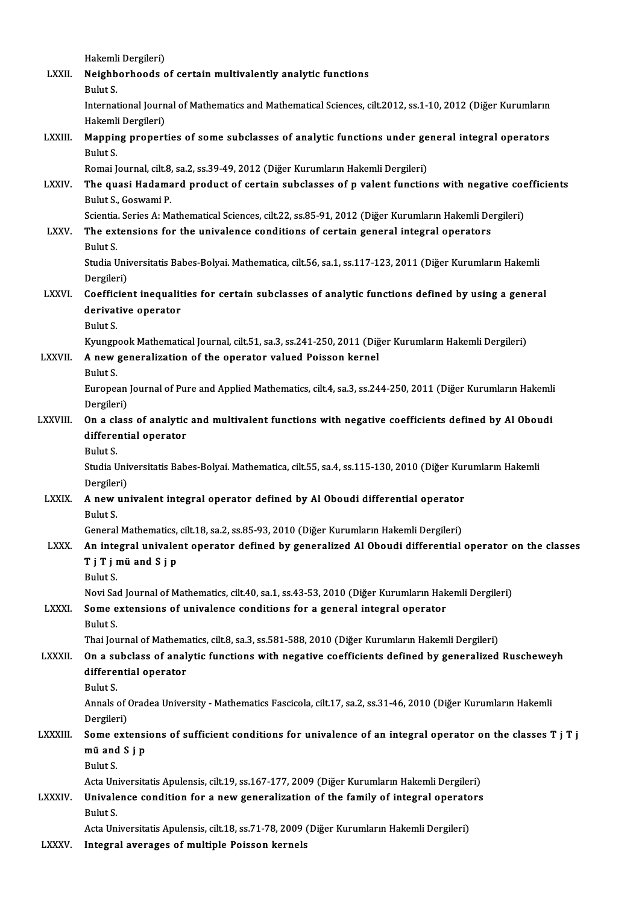Hakemli Dergileri)

LXXII. **Neighborhoods of certain multivalently analytic functions**
Bulut S.
International Journal of Mathematics and Mathematical Sciences, cilt.2012, ss.1-10, 2012 (Diğer Kurumların Hakemli Dergileri)

LXXIII. **Mapping properties of some subclasses of analytic functions under general integral operators**
Bulut S.
Romai Journal, cilt.8, sa.2, ss.39-49, 2012 (Diğer Kurumların Hakemli Dergileri)

LXXIV. **The quasi Hadamard product of certain subclasses of p valent functions with negative coefficients**
Bulut S., Goswami P.
Scientia. Series A: Mathematical Sciences, cilt.22, ss.85-91, 2012 (Diğer Kurumların Hakemli Dergileri)

LXXV. **The extensions for the univalence conditions of certain general integral operators**
Bulut S.
Studia Universitatis Babes-Bolyai. Mathematica, cilt.56, sa.1, ss.117-123, 2011 (Diğer Kurumların Hakemli Dergileri)

LXXVI. **Coefficient inequalities for certain subclasses of analytic functions defined by using a general derivative operator**
Bulut S.
Kyungpook Mathematical Journal, cilt.51, sa.3, ss.241-250, 2011 (Diğer Kurumların Hakemli Dergileri)

LXXVII. **A new generalization of the operator valued Poisson kernel**
Bulut S.
European Journal of Pure and Applied Mathematics, cilt.4, sa.3, ss.244-250, 2011 (Diğer Kurumların Hakemli Dergileri)

LXXVIII. **On a class of analytic and multivalent functions with negative coefficients defined by Al Oboudi differential operator**
Bulut S.
Studia Universitatis Babes-Bolyai. Mathematica, cilt.55, sa.4, ss.115-130, 2010 (Diğer Kurumların Hakemli Dergileri)

LXXIX. **A new univalent integral operator defined by Al Oboudi differential operator**
Bulut S.
General Mathematics, cilt.18, sa.2, ss.85-93, 2010 (Diğer Kurumların Hakemli Dergileri)

LXXX. **An integral univalent operator defined by generalized Al Oboudi differential operator on the classes T j T j mü and S j p**
Bulut S.
Novi Sad Journal of Mathematics, cilt.40, sa.1, ss.43-53, 2010 (Diğer Kurumların Hakemli Dergileri)

LXXXI. **Some extensions of univalence conditions for a general integral operator**
Bulut S.
Thai Journal of Mathematics, cilt.8, sa.3, ss.581-588, 2010 (Diğer Kurumların Hakemli Dergileri)

LXXXII. **On a subclass of analytic functions with negative coefficients defined by generalized Ruscheweyh differential operator**
Bulut S.
Annals of Oradea University - Mathematics Fascicola, cilt.17, sa.2, ss.31-46, 2010 (Diğer Kurumların Hakemli Dergileri)

LXXXIII. **Some extensions of sufficient conditions for univalence of an integral operator on the classes T j T j mü and S j p**
Bulut S.
Acta Universitatis Apulensis, cilt.19, ss.167-177, 2009 (Diğer Kurumların Hakemli Dergileri)

LXXXIV. **Univalence condition for a new generalization of the family of integral operators**
Bulut S.
Acta Universitatis Apulensis, cilt.18, ss.71-78, 2009 (Diğer Kurumların Hakemli Dergileri)

LXXXV. **Integral averages of multiple Poisson kernels**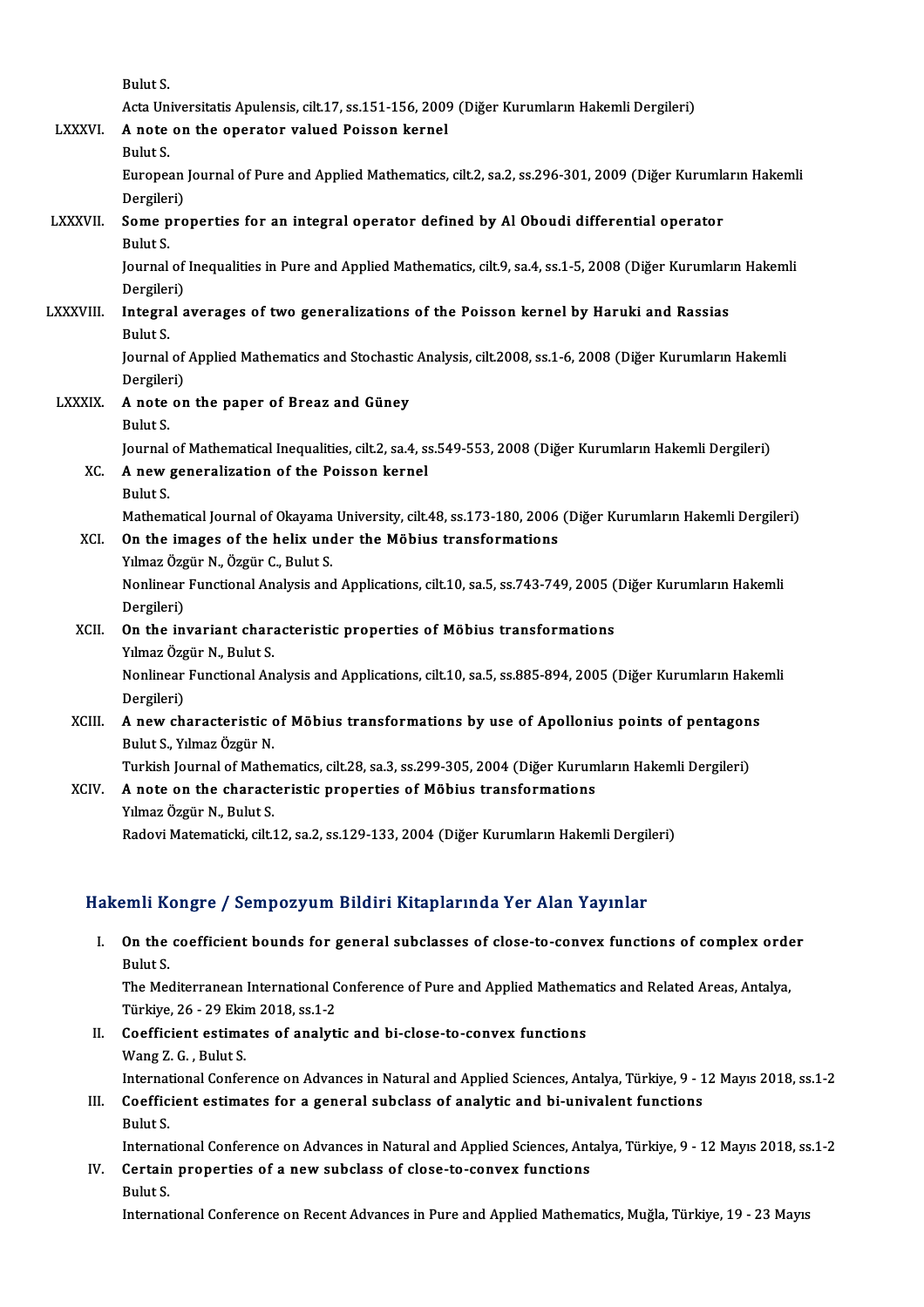Bulut S.

Acta Universitatis Apulensis, cilt.17, ss.151-156, 2009 (Diğer Kurumların Hakemli Dergileri)

LXXXVI. **A note on the operator valued Poisson kernel**
Bulut S.
European Journal of Pure and Applied Mathematics, cilt.2, sa.2, ss.296-301, 2009 (Diğer Kurumların Hakemli Dergileri)

LXXXVII. **Some properties for an integral operator defined by Al Oboudi differential operator**
Bulut S.
Journal of Inequalities in Pure and Applied Mathematics, cilt.9, sa.4, ss.1-5, 2008 (Diğer Kurumların Hakemli Dergileri)

LXXXVIII. **Integral averages of two generalizations of the Poisson kernel by Haruki and Rassias**
Bulut S.
Journal of Applied Mathematics and Stochastic Analysis, cilt.2008, ss.1-6, 2008 (Diğer Kurumların Hakemli Dergileri)

LXXXIX. **A note on the paper of Breaz and Güney**
Bulut S.
Journal of Mathematical Inequalities, cilt.2, sa.4, ss.549-553, 2008 (Diğer Kurumların Hakemli Dergileri)

XC. **A new generalization of the Poisson kernel**
Bulut S.
Mathematical Journal of Okayama University, cilt.48, ss.173-180, 2006 (Diğer Kurumların Hakemli Dergileri)

XCI. **On the images of the helix under the Möbius transformations**
Yılmaz Özgür N., Özgür C., Bulut S.
Nonlinear Functional Analysis and Applications, cilt.10, sa.5, ss.743-749, 2005 (Diğer Kurumların Hakemli Dergileri)

XCII. **On the invariant characteristic properties of Möbius transformations**
Yılmaz Özgür N., Bulut S.
Nonlinear Functional Analysis and Applications, cilt.10, sa.5, ss.885-894, 2005 (Diğer Kurumların Hakemli Dergileri)

XCIII. **A new characteristic of Möbius transformations by use of Apollonius points of pentagons**
Bulut S., Yılmaz Özgür N.
Turkish Journal of Mathematics, cilt.28, sa.3, ss.299-305, 2004 (Diğer Kurumların Hakemli Dergileri)

XCIV. **A note on the characteristic properties of Möbius transformations**
Yılmaz Özgür N., Bulut S.
Radovi Matematicki, cilt.12, sa.2, ss.129-133, 2004 (Diğer Kurumların Hakemli Dergileri)

## Hakemli Kongre / Sempozyum Bildiri Kitaplarında Yer Alan Yayınlar

I. **On the coefficient bounds for general subclasses of close-to-convex functions of complex order**
Bulut S.
The Mediterranean International Conference of Pure and Applied Mathematics and Related Areas, Antalya, Türkiye, 26 - 29 Ekim 2018, ss.1-2

II. **Coefficient estimates of analytic and bi-close-to-convex functions**
Wang Z. G. , Bulut S.
International Conference on Advances in Natural and Applied Sciences, Antalya, Türkiye, 9 - 12 Mayıs 2018, ss.1-2

III. **Coefficient estimates for a general subclass of analytic and bi-univalent functions**
Bulut S.
International Conference on Advances in Natural and Applied Sciences, Antalya, Türkiye, 9 - 12 Mayıs 2018, ss.1-2

IV. **Certain properties of a new subclass of close-to-convex functions**
Bulut S.
International Conference on Recent Advances in Pure and Applied Mathematics, Muğla, Türkiye, 19 - 23 Mayıs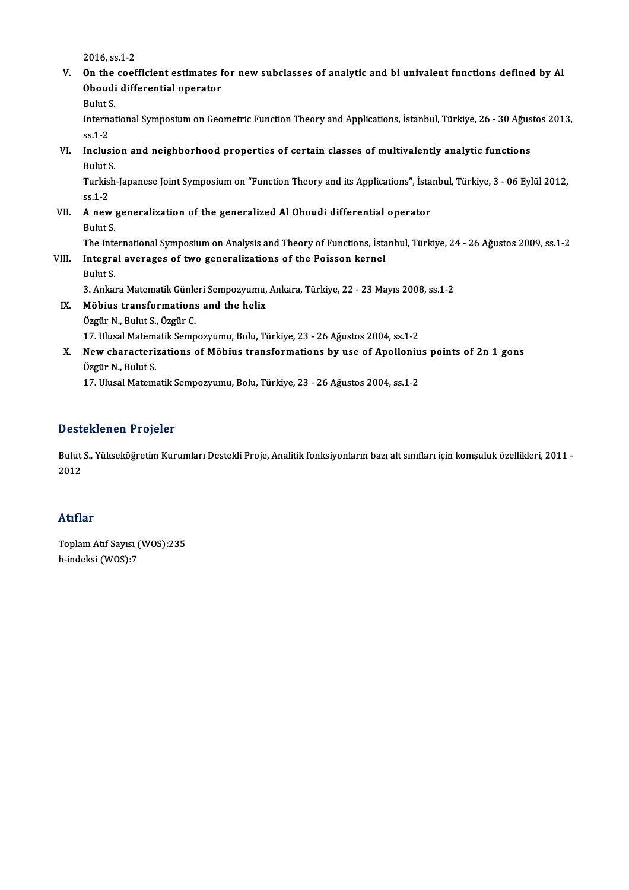2016, ss.1-2

V. **On the coefficient estimates for new subclasses of analytic and bi univalent functions defined by Al Oboudi differential operator**
Bulut S.
International Symposium on Geometric Function Theory and Applications, İstanbul, Türkiye, 26 - 30 Ağustos 2013, ss.1-2

VI. **Inclusion and neighborhood properties of certain classes of multivalently analytic functions**
Bulut S.
Turkish-Japanese Joint Symposium on "Function Theory and its Applications", İstanbul, Türkiye, 3 - 06 Eylül 2012, ss.1-2

VII. **A new generalization of the generalized Al Oboudi differential operator**
Bulut S.
The International Symposium on Analysis and Theory of Functions, İstanbul, Türkiye, 24 - 26 Ağustos 2009, ss.1-2

VIII. **Integral averages of two generalizations of the Poisson kernel**
Bulut S.
3. Ankara Matematik Günleri Sempozyumu, Ankara, Türkiye, 22 - 23 Mayıs 2008, ss.1-2

IX. **Möbius transformations and the helix**
Özgür N., Bulut S., Özgür C.
17. Ulusal Matematik Sempozyumu, Bolu, Türkiye, 23 - 26 Ağustos 2004, ss.1-2

X. **New characterizations of Möbius transformations by use of Apollonius points of 2n 1 gons**
Özgür N., Bulut S.
17. Ulusal Matematik Sempozyumu, Bolu, Türkiye, 23 - 26 Ağustos 2004, ss.1-2

## Desteklenen Projeler

Bulut S., Yükseköğretim Kurumları Destekli Proje, Analitik fonksiyonların bazı alt sınıfları için komşuluk özellikleri, 2011 - 2012

## Atıflar

Toplam Atıf Sayısı (WOS):235
h-indeksi (WOS):7